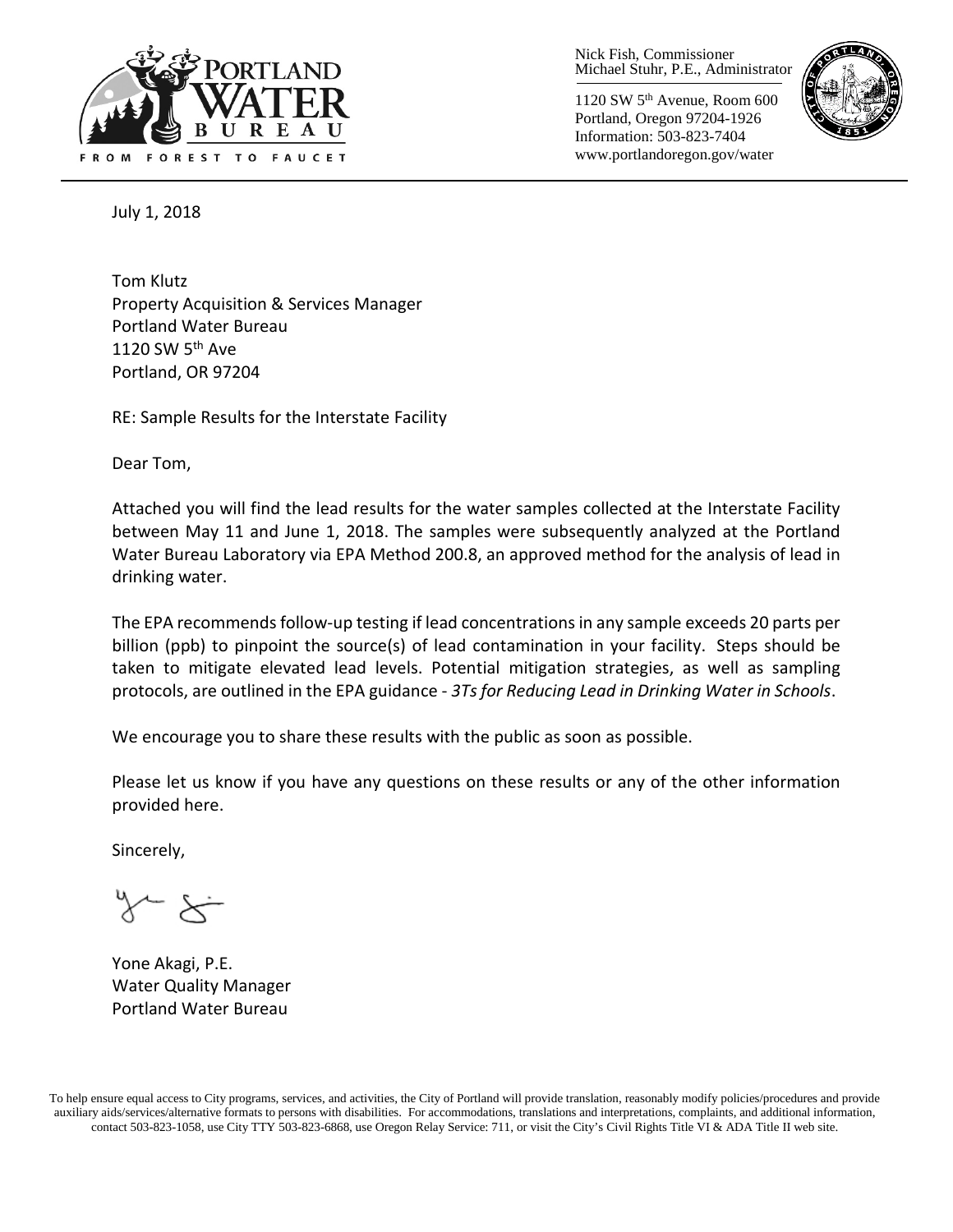PORTLAND WATER BUREAU
FROM FOREST TO FAUCET

Nick Fish, Commissioner
Michael Stuhr, P.E., Administrator

1120 SW 5th Avenue, Room 600
Portland, Oregon 97204-1926
Information: 503-823-7404
www.portlandoregon.gov/water

July 1, 2018

Tom Klutz
Property Acquisition & Services Manager
Portland Water Bureau
1120 SW 5th Ave
Portland, OR 97204

RE: Sample Results for the Interstate Facility

Dear Tom,

Attached you will find the lead results for the water samples collected at the Interstate Facility between May 11 and June 1, 2018. The samples were subsequently analyzed at the Portland Water Bureau Laboratory via EPA Method 200.8, an approved method for the analysis of lead in drinking water.

The EPA recommends follow-up testing if lead concentrations in any sample exceeds 20 parts per billion (ppb) to pinpoint the source(s) of lead contamination in your facility. Steps should be taken to mitigate elevated lead levels. Potential mitigation strategies, as well as sampling protocols, are outlined in the EPA guidance - *3Ts for Reducing Lead in Drinking Water in Schools*.

We encourage you to share these results with the public as soon as possible.

Please let us know if you have any questions on these results or any of the other information provided here.

Sincerely,

Yone Akagi, P.E.
Water Quality Manager
Portland Water Bureau

To help ensure equal access to City programs, services, and activities, the City of Portland will provide translation, reasonably modify policies/procedures and provide auxiliary aids/services/alternative formats to persons with disabilities. For accommodations, translations and interpretations, complaints, and additional information, contact 503-823-1058, use City TTY 503-823-6868, use Oregon Relay Service: 711, or visit the City's Civil Rights Title VI & ADA Title II web site.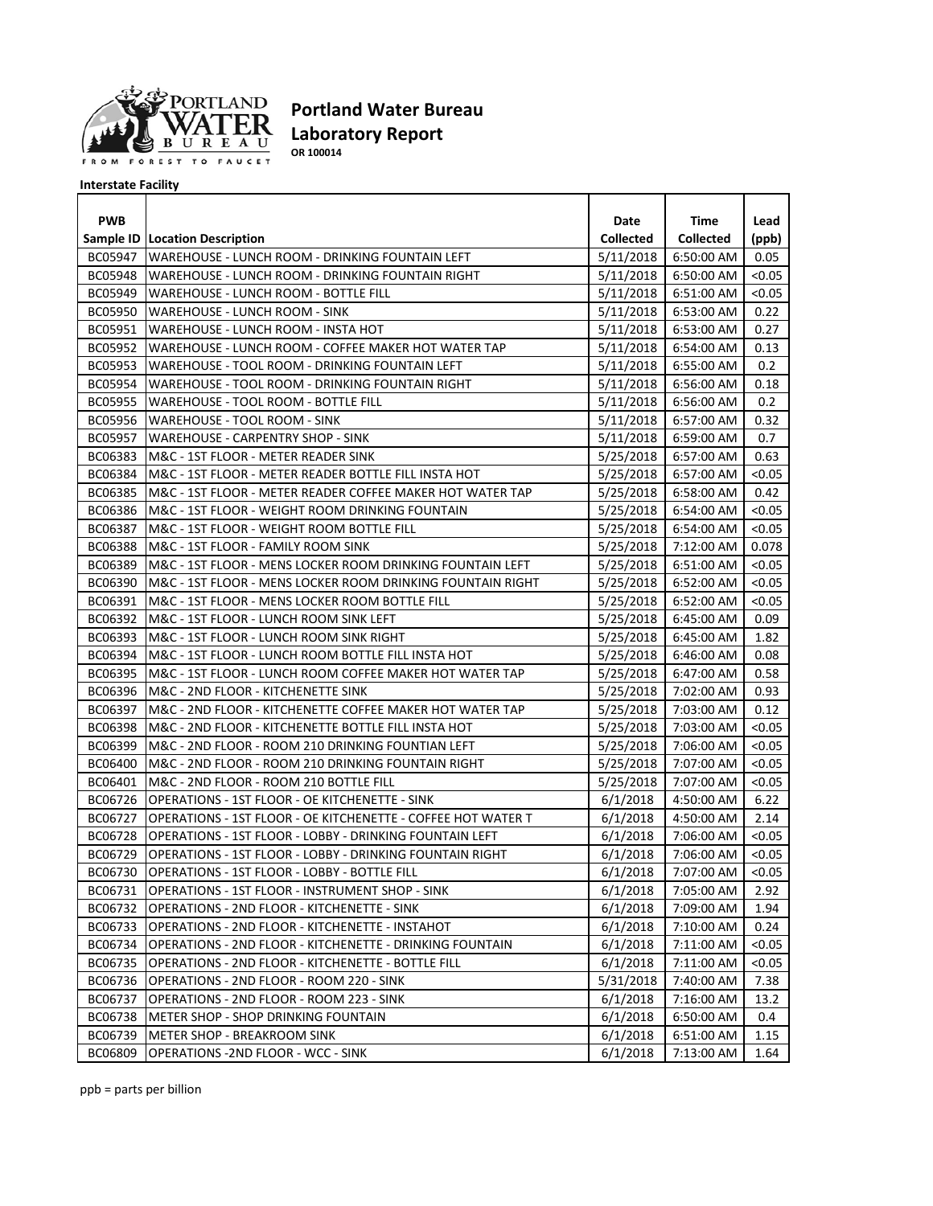# Portland Water Bureau Laboratory Report

**OR 100014**

**Interstate Facility**

| PWB Sample ID | Location Description | Date Collected | Time Collected | Lead (ppb) |
|---|---|---|---|---|
| BC05947 | WAREHOUSE - LUNCH ROOM - DRINKING FOUNTAIN LEFT | 5/11/2018 | 6:50:00 AM | 0.05 |
| BC05948 | WAREHOUSE - LUNCH ROOM - DRINKING FOUNTAIN RIGHT | 5/11/2018 | 6:50:00 AM | <0.05 |
| BC05949 | WAREHOUSE - LUNCH ROOM - BOTTLE FILL | 5/11/2018 | 6:51:00 AM | <0.05 |
| BC05950 | WAREHOUSE - LUNCH ROOM - SINK | 5/11/2018 | 6:53:00 AM | 0.22 |
| BC05951 | WAREHOUSE - LUNCH ROOM - INSTA HOT | 5/11/2018 | 6:53:00 AM | 0.27 |
| BC05952 | WAREHOUSE - LUNCH ROOM - COFFEE MAKER HOT WATER TAP | 5/11/2018 | 6:54:00 AM | 0.13 |
| BC05953 | WAREHOUSE - TOOL ROOM - DRINKING FOUNTAIN LEFT | 5/11/2018 | 6:55:00 AM | 0.2 |
| BC05954 | WAREHOUSE - TOOL ROOM - DRINKING FOUNTAIN RIGHT | 5/11/2018 | 6:56:00 AM | 0.18 |
| BC05955 | WAREHOUSE - TOOL ROOM - BOTTLE FILL | 5/11/2018 | 6:56:00 AM | 0.2 |
| BC05956 | WAREHOUSE - TOOL ROOM - SINK | 5/11/2018 | 6:57:00 AM | 0.32 |
| BC05957 | WAREHOUSE - CARPENTRY SHOP - SINK | 5/11/2018 | 6:59:00 AM | 0.7 |
| BC06383 | M&C - 1ST FLOOR - METER READER SINK | 5/25/2018 | 6:57:00 AM | 0.63 |
| BC06384 | M&C - 1ST FLOOR - METER READER BOTTLE FILL INSTA HOT | 5/25/2018 | 6:57:00 AM | <0.05 |
| BC06385 | M&C - 1ST FLOOR - METER READER COFFEE MAKER HOT WATER TAP | 5/25/2018 | 6:58:00 AM | 0.42 |
| BC06386 | M&C - 1ST FLOOR - WEIGHT ROOM DRINKING FOUNTAIN | 5/25/2018 | 6:54:00 AM | <0.05 |
| BC06387 | M&C - 1ST FLOOR - WEIGHT ROOM BOTTLE FILL | 5/25/2018 | 6:54:00 AM | <0.05 |
| BC06388 | M&C - 1ST FLOOR - FAMILY ROOM SINK | 5/25/2018 | 7:12:00 AM | 0.078 |
| BC06389 | M&C - 1ST FLOOR - MENS LOCKER ROOM DRINKING FOUNTAIN LEFT | 5/25/2018 | 6:51:00 AM | <0.05 |
| BC06390 | M&C - 1ST FLOOR - MENS LOCKER ROOM DRINKING FOUNTAIN RIGHT | 5/25/2018 | 6:52:00 AM | <0.05 |
| BC06391 | M&C - 1ST FLOOR - MENS LOCKER ROOM BOTTLE FILL | 5/25/2018 | 6:52:00 AM | <0.05 |
| BC06392 | M&C - 1ST FLOOR - LUNCH ROOM SINK LEFT | 5/25/2018 | 6:45:00 AM | 0.09 |
| BC06393 | M&C - 1ST FLOOR - LUNCH ROOM SINK RIGHT | 5/25/2018 | 6:45:00 AM | 1.82 |
| BC06394 | M&C - 1ST FLOOR - LUNCH ROOM BOTTLE FILL INSTA HOT | 5/25/2018 | 6:46:00 AM | 0.08 |
| BC06395 | M&C - 1ST FLOOR - LUNCH ROOM COFFEE MAKER HOT WATER TAP | 5/25/2018 | 6:47:00 AM | 0.58 |
| BC06396 | M&C - 2ND FLOOR - KITCHENETTE SINK | 5/25/2018 | 7:02:00 AM | 0.93 |
| BC06397 | M&C - 2ND FLOOR - KITCHENETTE COFFEE MAKER HOT WATER TAP | 5/25/2018 | 7:03:00 AM | 0.12 |
| BC06398 | M&C - 2ND FLOOR - KITCHENETTE BOTTLE FILL INSTA HOT | 5/25/2018 | 7:03:00 AM | <0.05 |
| BC06399 | M&C - 2ND FLOOR - ROOM 210 DRINKING FOUNTIAN LEFT | 5/25/2018 | 7:06:00 AM | <0.05 |
| BC06400 | M&C - 2ND FLOOR - ROOM 210 DRINKING FOUNTAIN RIGHT | 5/25/2018 | 7:07:00 AM | <0.05 |
| BC06401 | M&C - 2ND FLOOR - ROOM 210 BOTTLE FILL | 5/25/2018 | 7:07:00 AM | <0.05 |
| BC06726 | OPERATIONS - 1ST FLOOR - OE KITCHENETTE - SINK | 6/1/2018 | 4:50:00 AM | 6.22 |
| BC06727 | OPERATIONS - 1ST FLOOR - OE KITCHENETTE - COFFEE MAKER HOT WATER T | 6/1/2018 | 4:50:00 AM | 2.14 |
| BC06728 | OPERATIONS - 1ST FLOOR - LOBBY - DRINKING FOUNTAIN LEFT | 6/1/2018 | 7:06:00 AM | <0.05 |
| BC06729 | OPERATIONS - 1ST FLOOR - LOBBY - DRINKING FOUNTAIN RIGHT | 6/1/2018 | 7:06:00 AM | <0.05 |
| BC06730 | OPERATIONS - 1ST FLOOR - LOBBY - BOTTLE FILL | 6/1/2018 | 7:07:00 AM | <0.05 |
| BC06731 | OPERATIONS - 1ST FLOOR - INSTRUMENT SHOP - SINK | 6/1/2018 | 7:05:00 AM | 2.92 |
| BC06732 | OPERATIONS - 2ND FLOOR - KITCHENETTE - SINK | 6/1/2018 | 7:09:00 AM | 1.94 |
| BC06733 | OPERATIONS - 2ND FLOOR - KITCHENETTE - INSTAHOT | 6/1/2018 | 7:10:00 AM | 0.24 |
| BC06734 | OPERATIONS - 2ND FLOOR - KITCHENETTE - DRINKING FOUNTAIN | 6/1/2018 | 7:11:00 AM | <0.05 |
| BC06735 | OPERATIONS - 2ND FLOOR - KITCHENETTE - BOTTLE FILL | 6/1/2018 | 7:11:00 AM | <0.05 |
| BC06736 | OPERATIONS - 2ND FLOOR - ROOM 220 - SINK | 5/31/2018 | 7:40:00 AM | 7.38 |
| BC06737 | OPERATIONS - 2ND FLOOR - ROOM 223 - SINK | 6/1/2018 | 7:16:00 AM | 13.2 |
| BC06738 | METER SHOP - SHOP DRINKING FOUNTAIN | 6/1/2018 | 6:50:00 AM | 0.4 |
| BC06739 | METER SHOP - BREAKROOM SINK | 6/1/2018 | 6:51:00 AM | 1.15 |
| BC06809 | OPERATIONS -2ND FLOOR - WCC - SINK | 6/1/2018 | 7:13:00 AM | 1.64 |

ppb = parts per billion